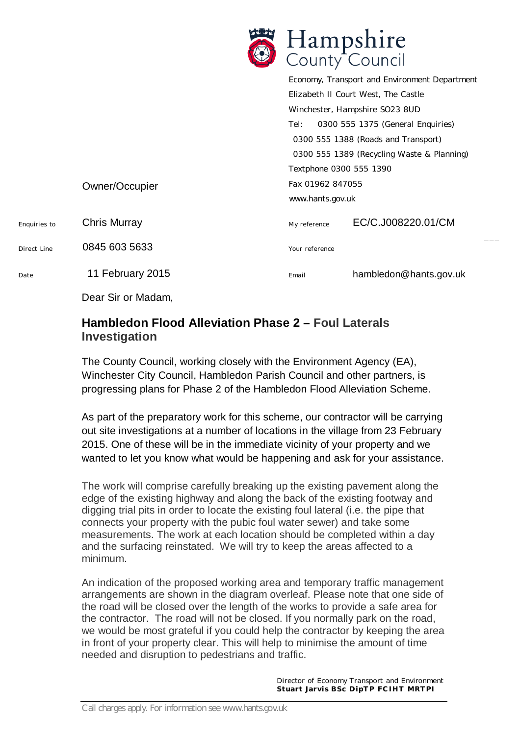**Hampshire County Council**

Economy, Transport and Environment Department
Elizabeth II Court West, The Castle
Winchester, Hampshire SO23 8UD
Tel: 0300 555 1375 (General Enquiries)
0300 555 1388 (Roads and Transport)
0300 555 1389 (Recycling Waste & Planning)
Textphone 0300 555 1390
Fax 01962 847055
www.hants.gov.uk

Owner/Occupier

| | | | |
|---|---|---|---|
| Enquiries to | Chris Murray | My reference | EC/C.J008220.01/CM |
| Direct Line | 0845 603 5633 | Your reference | |
| Date | 11 February 2015 | Email | hambledon@hants.gov.uk |

Dear Sir or Madam,

## Hambledon Flood Alleviation Phase 2 – Foul Laterals Investigation

The County Council, working closely with the Environment Agency (EA), Winchester City Council, Hambledon Parish Council and other partners, is progressing plans for Phase 2 of the Hambledon Flood Alleviation Scheme.

As part of the preparatory work for this scheme, our contractor will be carrying out site investigations at a number of locations in the village from 23 February 2015. One of these will be in the immediate vicinity of your property and we wanted to let you know what would be happening and ask for your assistance.

The work will comprise carefully breaking up the existing pavement along the edge of the existing highway and along the back of the existing footway and digging trial pits in order to locate the existing foul lateral (i.e. the pipe that connects your property with the pubic foul water sewer) and take some measurements. The work at each location should be completed within a day and the surfacing reinstated. We will try to keep the areas affected to a minimum.

An indication of the proposed working area and temporary traffic management arrangements are shown in the diagram overleaf. Please note that one side of the road will be closed over the length of the works to provide a safe area for the contractor. The road will not be closed. If you normally park on the road, we would be most grateful if you could help the contractor by keeping the area in front of your property clear. This will help to minimise the amount of time needed and disruption to pedestrians and traffic.

Director of Economy Transport and Environment
**Stuart Jarvis BSc DipTP FCIHT MRTPI**

Call charges apply. For information see www.hants.gov.uk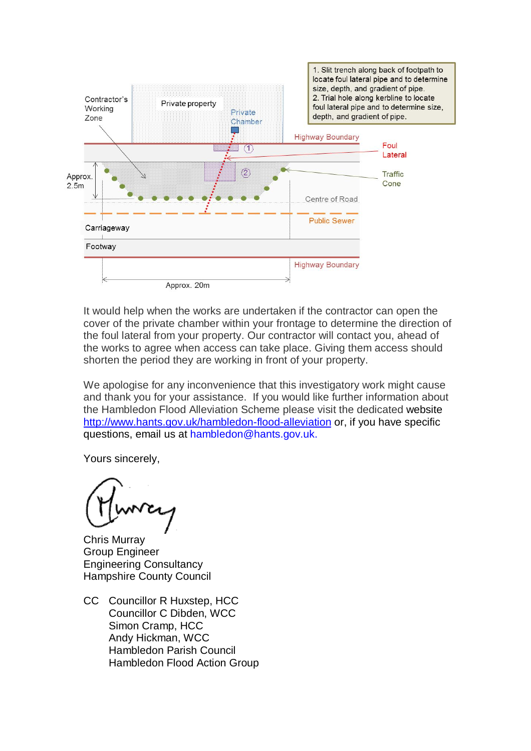1. Slit trench along back of footpath to locate foul lateral pipe and to determine size, depth, and gradient of pipe.
2. Trial hole along kerbline to locate foul lateral pipe and to determine size, depth, and gradient of pipe.

Contractor's Working Zone

Private property

Private Chamber

Highway Boundary

Foul Lateral

Approx. 2.5m

Traffic Cone

Centre of Road

Public Sewer

Carriageway

Footway

Highway Boundary

Approx. 20m

It would help when the works are undertaken if the contractor can open the cover of the private chamber within your frontage to determine the direction of the foul lateral from your property. Our contractor will contact you, ahead of the works to agree when access can take place. Giving them access should shorten the period they are working in front of your property.

We apologise for any inconvenience that this investigatory work might cause and thank you for your assistance. If you would like further information about the Hambledon Flood Alleviation Scheme please visit the dedicated website http://www.hants.gov.uk/hambledon-flood-alleviation or, if you have specific questions, email us at hambledon@hants.gov.uk.

Yours sincerely,

Chris Murray
Group Engineer
Engineering Consultancy
Hampshire County Council

CC Councillor R Huxstep, HCC
Councillor C Dibden, WCC
Simon Cramp, HCC
Andy Hickman, WCC
Hambledon Parish Council
Hambledon Flood Action Group